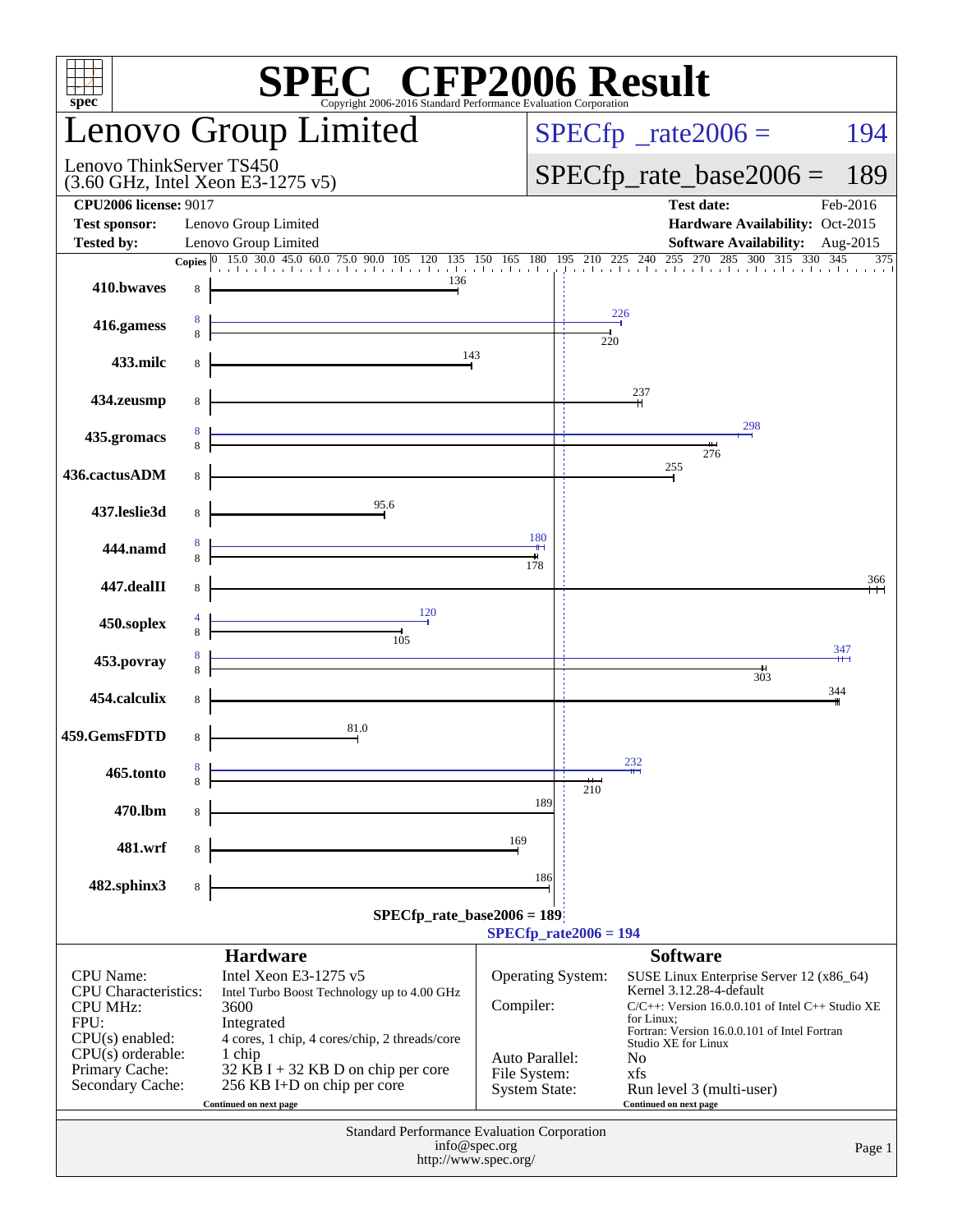# SPEC CFP2006 Result

Copyright 2006-2016 Standard Performance Evaluation Corporation

## Lenovo Group Limited

Lenovo ThinkServer TS450
(3.60 GHz, Intel Xeon E3-1275 v5)

SPECfp_rate2006 = 194

SPECfp_rate_base2006 = 189

| | | | |
|---|---|---|---|
| **CPU2006 license:** 9017 | | **Test date:** | Feb-2016 |
| **Test sponsor:** | Lenovo Group Limited | **Hardware Availability:** | Oct-2015 |
| **Tested by:** | Lenovo Group Limited | **Software Availability:** | Aug-2015 |

| Benchmark | Copies (peak) | Peak | Copies (base) | Base |
|---|---|---|---|---|
| 410.bwaves | | | 8 | 136 |
| 416.gamess | 8 | 226 | 8 | 220 |
| 433.milc | | | 8 | 143 |
| 434.zeusmp | | | 8 | 237 |
| 435.gromacs | 8 | 298 | 8 | 276 |
| 436.cactusADM | | | 8 | 255 |
| 437.leslie3d | | | 8 | 95.6 |
| 444.namd | 8 | 180 | 8 | 178 |
| 447.dealII | | | 8 | 366 |
| 450.soplex | 4 | 120 | 8 | 105 |
| 453.povray | 8 | 347 | 8 | 303 |
| 454.calculix | | | 8 | 344 |
| 459.GemsFDTD | | | 8 | 81.0 |
| 465.tonto | 8 | 232 | 8 | 210 |
| 470.lbm | | | 8 | 189 |
| 481.wrf | | | 8 | 169 |
| 482.sphinx3 | | | 8 | 186 |

SPECfp_rate_base2006 = 189

SPECfp_rate2006 = 194

### Hardware

| | |
|---|---|
| CPU Name: | Intel Xeon E3-1275 v5 |
| CPU Characteristics: | Intel Turbo Boost Technology up to 4.00 GHz |
| CPU MHz: | 3600 |
| FPU: | Integrated |
| CPU(s) enabled: | 4 cores, 1 chip, 4 cores/chip, 2 threads/core |
| CPU(s) orderable: | 1 chip |
| Primary Cache: | 32 KB I + 32 KB D on chip per core |
| Secondary Cache: | 256 KB I+D on chip per core |

Continued on next page

### Software

| | |
|---|---|
| Operating System: | SUSE Linux Enterprise Server 12 (x86_64) Kernel 3.12.28-4-default |
| Compiler: | C/C++: Version 16.0.0.101 of Intel C++ Studio XE for Linux; Fortran: Version 16.0.0.101 of Intel Fortran Studio XE for Linux |
| Auto Parallel: | No |
| File System: | xfs |
| System State: | Run level 3 (multi-user) |

Continued on next page

Standard Performance Evaluation Corporation
info@spec.org
http://www.spec.org/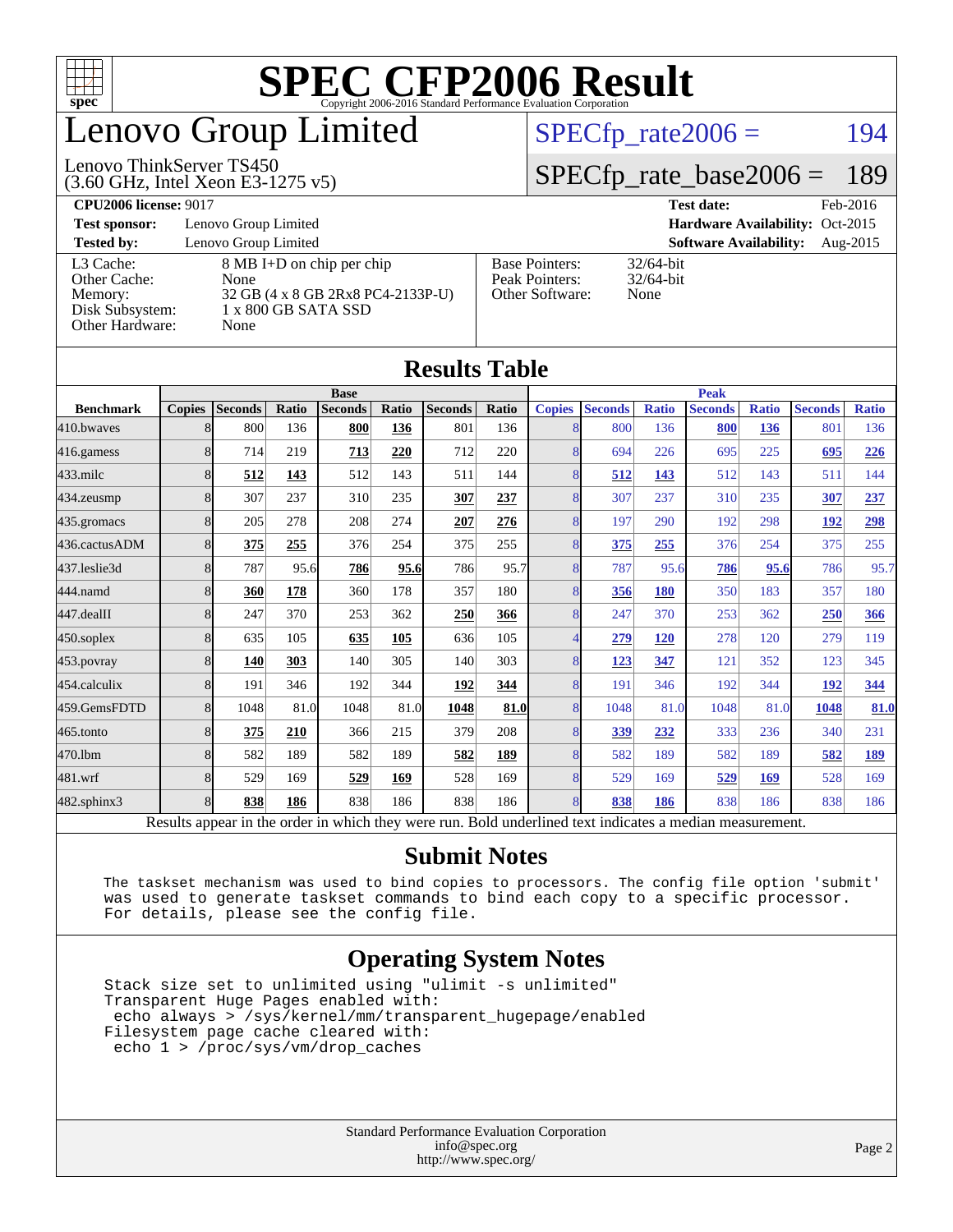# SPEC CFP2006 Result

Copyright 2006-2016 Standard Performance Evaluation Corporation

# Lenovo Group Limited

Lenovo ThinkServer TS450
(3.60 GHz, Intel Xeon E3-1275 v5)

SPECfp_rate2006 = 194

SPECfp_rate_base2006 = 189

| | | | |
|---|---|---|---|
| **CPU2006 license:** 9017 | | **Test date:** | Feb-2016 |
| **Test sponsor:** | Lenovo Group Limited | **Hardware Availability:** | Oct-2015 |
| **Tested by:** | Lenovo Group Limited | **Software Availability:** | Aug-2015 |

| | | | |
|---|---|---|---|
| L3 Cache: | 8 MB I+D on chip per chip | Base Pointers: | 32/64-bit |
| Other Cache: | None | Peak Pointers: | 32/64-bit |
| Memory: | 32 GB (4 x 8 GB 2Rx8 PC4-2133P-U) | Other Software: | None |
| Disk Subsystem: | 1 x 800 GB SATA SSD | | |
| Other Hardware: | None | | |

## Results Table

| | Base | | | | | | | Peak | | | | | | |
|---|---|---|---|---|---|---|---|---|---|---|---|---|---|---|
| **Benchmark** | **Copies** | **Seconds** | **Ratio** | **Seconds** | **Ratio** | **Seconds** | **Ratio** | **Copies** | **Seconds** | **Ratio** | **Seconds** | **Ratio** | **Seconds** | **Ratio** |
| 410.bwaves | 8 | 800 | 136 | **800** | **136** | 801 | 136 | 8 | 800 | 136 | **800** | **136** | 801 | 136 |
| 416.gamess | 8 | 714 | 219 | **713** | **220** | 712 | 220 | 8 | 694 | 226 | 695 | 225 | **695** | **226** |
| 433.milc | 8 | **512** | **143** | 512 | 143 | 511 | 144 | 8 | **512** | **143** | 512 | 143 | 511 | 144 |
| 434.zeusmp | 8 | 307 | 237 | 310 | 235 | **307** | **237** | 8 | 307 | 237 | 310 | 235 | **307** | **237** |
| 435.gromacs | 8 | 205 | 278 | 208 | 274 | **207** | **276** | 8 | 197 | 290 | 192 | 298 | **192** | **298** |
| 436.cactusADM | 8 | **375** | **255** | 376 | 254 | 375 | 255 | 8 | **375** | **255** | 376 | 254 | 375 | 255 |
| 437.leslie3d | 8 | 787 | 95.6 | **786** | **95.6** | 786 | 95.7 | 8 | 787 | 95.6 | **786** | **95.6** | 786 | 95.7 |
| 444.namd | 8 | **360** | **178** | 360 | 178 | 357 | 180 | 8 | **356** | **180** | 350 | 183 | 357 | 180 |
| 447.dealII | 8 | 247 | 370 | 253 | 362 | **250** | **366** | 8 | 247 | 370 | 253 | 362 | **250** | **366** |
| 450.soplex | 8 | 635 | 105 | **635** | **105** | 636 | 105 | 4 | **279** | **120** | 278 | 120 | 279 | 119 |
| 453.povray | 8 | **140** | **303** | 140 | 305 | 140 | 303 | 8 | **123** | **347** | 121 | 352 | 123 | 345 |
| 454.calculix | 8 | 191 | 346 | 192 | 344 | **192** | **344** | 8 | 191 | 346 | 192 | 344 | **192** | **344** |
| 459.GemsFDTD | 8 | 1048 | 81.0 | 1048 | 81.0 | **1048** | **81.0** | 8 | 1048 | 81.0 | 1048 | 81.0 | **1048** | **81.0** |
| 465.tonto | 8 | **375** | **210** | 366 | 215 | 379 | 208 | 8 | **339** | **232** | 333 | 236 | 340 | 231 |
| 470.lbm | 8 | 582 | 189 | 582 | 189 | **582** | **189** | 8 | 582 | 189 | 582 | 189 | **582** | **189** |
| 481.wrf | 8 | 529 | 169 | **529** | **169** | 528 | 169 | 8 | 529 | 169 | **529** | **169** | 528 | 169 |
| 482.sphinx3 | 8 | **838** | **186** | 838 | 186 | 838 | 186 | 8 | **838** | **186** | 838 | 186 | 838 | 186 |

Results appear in the order in which they were run. Bold underlined text indicates a median measurement.

## Submit Notes

```
The taskset mechanism was used to bind copies to processors. The config file option 'submit'
was used to generate taskset commands to bind each copy to a specific processor.
For details, please see the config file.
```

## Operating System Notes

```
Stack size set to unlimited using "ulimit -s unlimited"
Transparent Huge Pages enabled with:
 echo always > /sys/kernel/mm/transparent_hugepage/enabled
Filesystem page cache cleared with:
 echo 1 > /proc/sys/vm/drop_caches
```

Standard Performance Evaluation Corporation
info@spec.org
http://www.spec.org/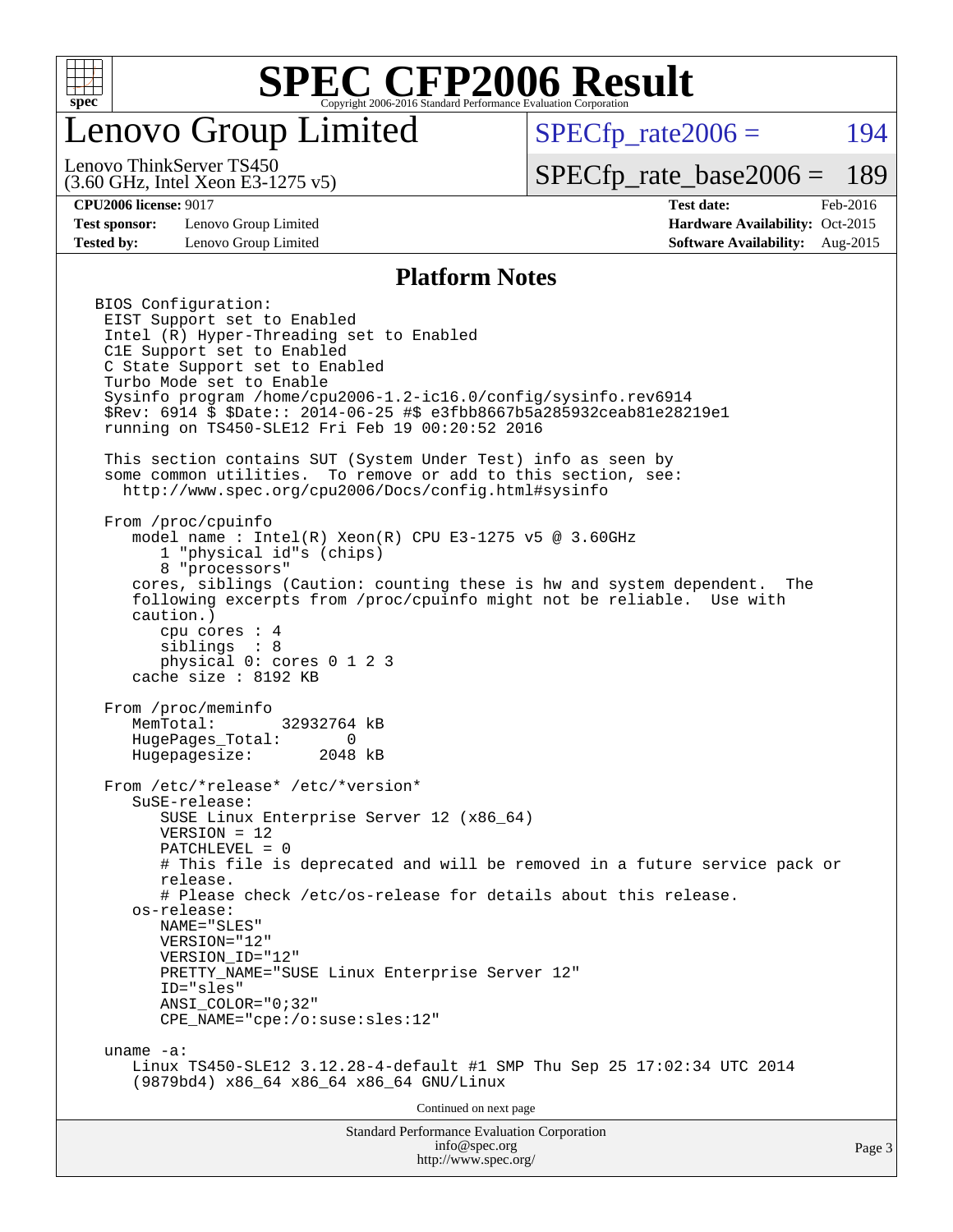# Lenovo Group Limited

Lenovo ThinkServer TS450
(3.60 GHz, Intel Xeon E3-1275 v5)

SPECfp_rate2006 = 194

SPECfp_rate_base2006 = 189

**CPU2006 license:** 9017

**Test sponsor:** Lenovo Group Limited

**Tested by:** Lenovo Group Limited

**Test date:** Feb-2016

**Hardware Availability:** Oct-2015

**Software Availability:** Aug-2015

## Platform Notes

```
BIOS Configuration:
 EIST Support set to Enabled
 Intel (R) Hyper-Threading set to Enabled
 C1E Support set to Enabled
 C State Support set to Enabled
 Turbo Mode set to Enable
 Sysinfo program /home/cpu2006-1.2-ic16.0/config/sysinfo.rev6914
 $Rev: 6914 $ $Date:: 2014-06-25 #$ e3fbb8667b5a285932ceab81e28219e1
 running on TS450-SLE12 Fri Feb 19 00:20:52 2016

 This section contains SUT (System Under Test) info as seen by
 some common utilities.  To remove or add to this section, see:
   http://www.spec.org/cpu2006/Docs/config.html#sysinfo

 From /proc/cpuinfo
    model name : Intel(R) Xeon(R) CPU E3-1275 v5 @ 3.60GHz
       1 "physical id"s (chips)
       8 "processors"
    cores, siblings (Caution: counting these is hw and system dependent.  The
    following excerpts from /proc/cpuinfo might not be reliable.  Use with
    caution.)
       cpu cores : 4
       siblings  : 8
       physical 0: cores 0 1 2 3
    cache size : 8192 KB

 From /proc/meminfo
    MemTotal:       32932764 kB
    HugePages_Total:       0
    Hugepagesize:       2048 kB

 From /etc/*release* /etc/*version*
    SuSE-release:
       SUSE Linux Enterprise Server 12 (x86_64)
       VERSION = 12
       PATCHLEVEL = 0
       # This file is deprecated and will be removed in a future service pack or
       release.
       # Please check /etc/os-release for details about this release.
    os-release:
       NAME="SLES"
       VERSION="12"
       VERSION_ID="12"
       PRETTY_NAME="SUSE Linux Enterprise Server 12"
       ID="sles"
       ANSI_COLOR="0;32"
       CPE_NAME="cpe:/o:suse:sles:12"

 uname -a:
    Linux TS450-SLE12 3.12.28-4-default #1 SMP Thu Sep 25 17:02:34 UTC 2014
    (9879bd4) x86_64 x86_64 x86_64 GNU/Linux
```

Continued on next page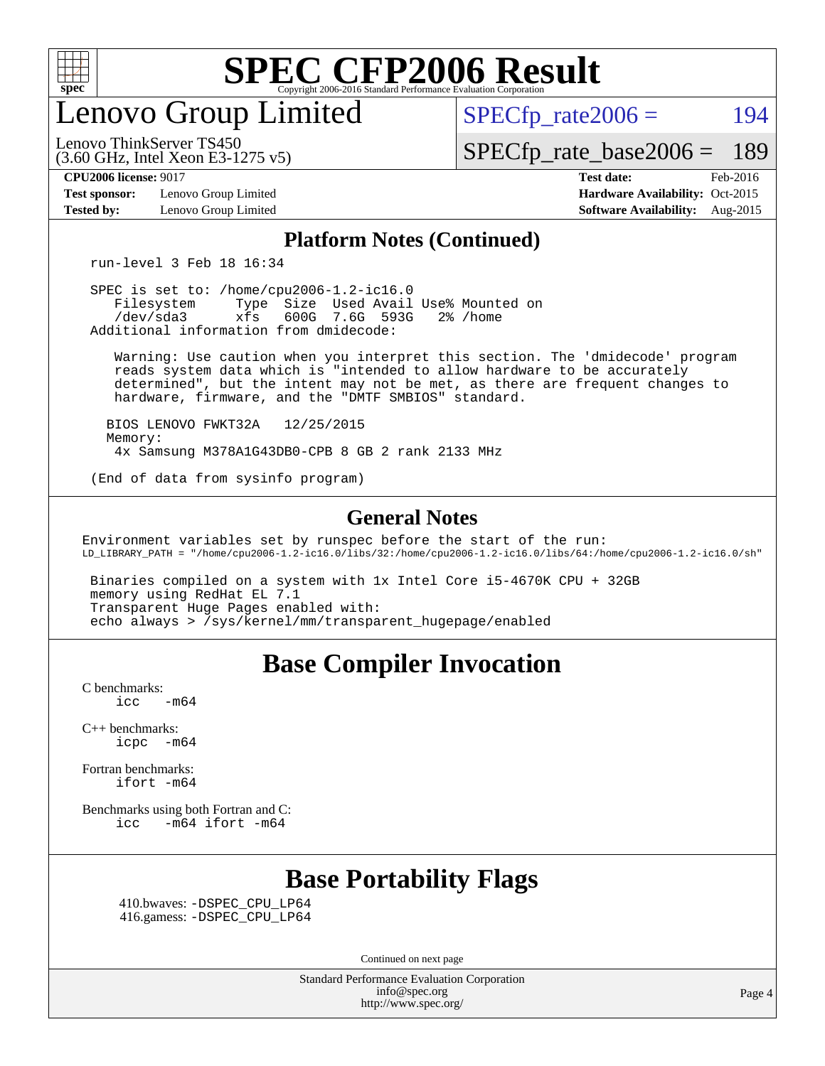# SPEC CFP2006 Result

## Lenovo Group Limited

Lenovo ThinkServer TS450
(3.60 GHz, Intel Xeon E3-1275 v5)

SPECfp_rate2006 = 194

SPECfp_rate_base2006 = 189

**CPU2006 license:** 9017
**Test sponsor:** Lenovo Group Limited
**Tested by:** Lenovo Group Limited

**Test date:** Feb-2016
**Hardware Availability:** Oct-2015
**Software Availability:** Aug-2015

### Platform Notes (Continued)

```
run-level 3 Feb 18 16:34

SPEC is set to: /home/cpu2006-1.2-ic16.0
   Filesystem     Type  Size  Used Avail Use% Mounted on
   /dev/sda3      xfs   600G  7.6G  593G   2% /home
Additional information from dmidecode:

   Warning: Use caution when you interpret this section. The 'dmidecode' program
   reads system data which is "intended to allow hardware to be accurately
   determined", but the intent may not be met, as there are frequent changes to
   hardware, firmware, and the "DMTF SMBIOS" standard.

  BIOS LENOVO FWKT32A   12/25/2015
  Memory:
   4x Samsung M378A1G43DB0-CPB 8 GB 2 rank 2133 MHz

(End of data from sysinfo program)
```

### General Notes

```
Environment variables set by runspec before the start of the run:
LD_LIBRARY_PATH = "/home/cpu2006-1.2-ic16.0/libs/32:/home/cpu2006-1.2-ic16.0/libs/64:/home/cpu2006-1.2-ic16.0/sh"

 Binaries compiled on a system with 1x Intel Core i5-4670K CPU + 32GB
 memory using RedHat EL 7.1
 Transparent Huge Pages enabled with:
 echo always > /sys/kernel/mm/transparent_hugepage/enabled
```

## Base Compiler Invocation

C benchmarks:
    icc   -m64

C++ benchmarks:
    icpc  -m64

Fortran benchmarks:
    ifort -m64

Benchmarks using both Fortran and C:
    icc   -m64 ifort -m64

## Base Portability Flags

410.bwaves: -DSPEC_CPU_LP64
416.gamess: -DSPEC_CPU_LP64

Continued on next page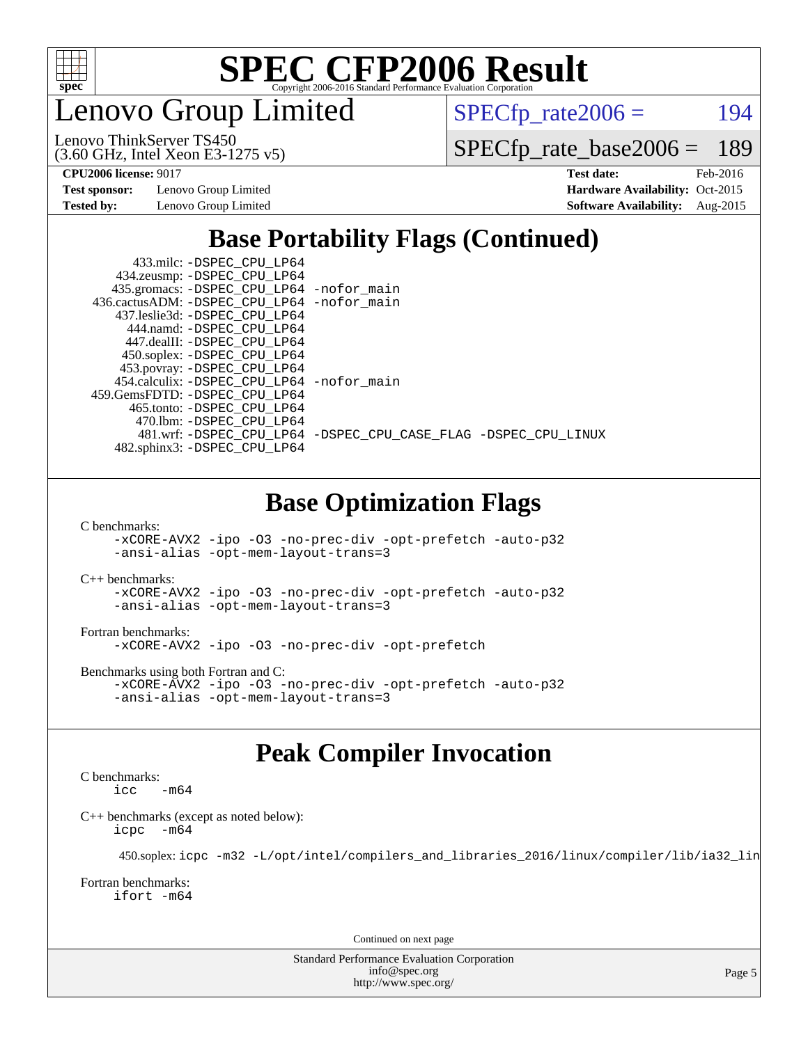# Lenovo Group Limited

Lenovo ThinkServer TS450
(3.60 GHz, Intel Xeon E3-1275 v5)

SPECfp_rate2006 = 194

SPECfp_rate_base2006 = 189

**CPU2006 license:** 9017
**Test sponsor:** Lenovo Group Limited
**Tested by:** Lenovo Group Limited

**Test date:** Feb-2016
**Hardware Availability:** Oct-2015
**Software Availability:** Aug-2015

## Base Portability Flags (Continued)

433.milc: `-DSPEC_CPU_LP64`
434.zeusmp: `-DSPEC_CPU_LP64`
435.gromacs: `-DSPEC_CPU_LP64 -nofor_main`
436.cactusADM: `-DSPEC_CPU_LP64 -nofor_main`
437.leslie3d: `-DSPEC_CPU_LP64`
444.namd: `-DSPEC_CPU_LP64`
447.dealII: `-DSPEC_CPU_LP64`
450.soplex: `-DSPEC_CPU_LP64`
453.povray: `-DSPEC_CPU_LP64`
454.calculix: `-DSPEC_CPU_LP64 -nofor_main`
459.GemsFDTD: `-DSPEC_CPU_LP64`
465.tonto: `-DSPEC_CPU_LP64`
470.lbm: `-DSPEC_CPU_LP64`
481.wrf: `-DSPEC_CPU_LP64 -DSPEC_CPU_CASE_FLAG -DSPEC_CPU_LINUX`
482.sphinx3: `-DSPEC_CPU_LP64`

## Base Optimization Flags

C benchmarks:
```
-xCORE-AVX2 -ipo -O3 -no-prec-div -opt-prefetch -auto-p32
-ansi-alias -opt-mem-layout-trans=3
```

C++ benchmarks:
```
-xCORE-AVX2 -ipo -O3 -no-prec-div -opt-prefetch -auto-p32
-ansi-alias -opt-mem-layout-trans=3
```

Fortran benchmarks:
```
-xCORE-AVX2 -ipo -O3 -no-prec-div -opt-prefetch
```

Benchmarks using both Fortran and C:
```
-xCORE-AVX2 -ipo -O3 -no-prec-div -opt-prefetch -auto-p32
-ansi-alias -opt-mem-layout-trans=3
```

## Peak Compiler Invocation

C benchmarks:
```
icc -m64
```

C++ benchmarks (except as noted below):
```
icpc -m64
```

450.soplex: `icpc -m32 -L/opt/intel/compilers_and_libraries_2016/linux/compiler/lib/ia32_lin`

Fortran benchmarks:
```
ifort -m64
```

Continued on next page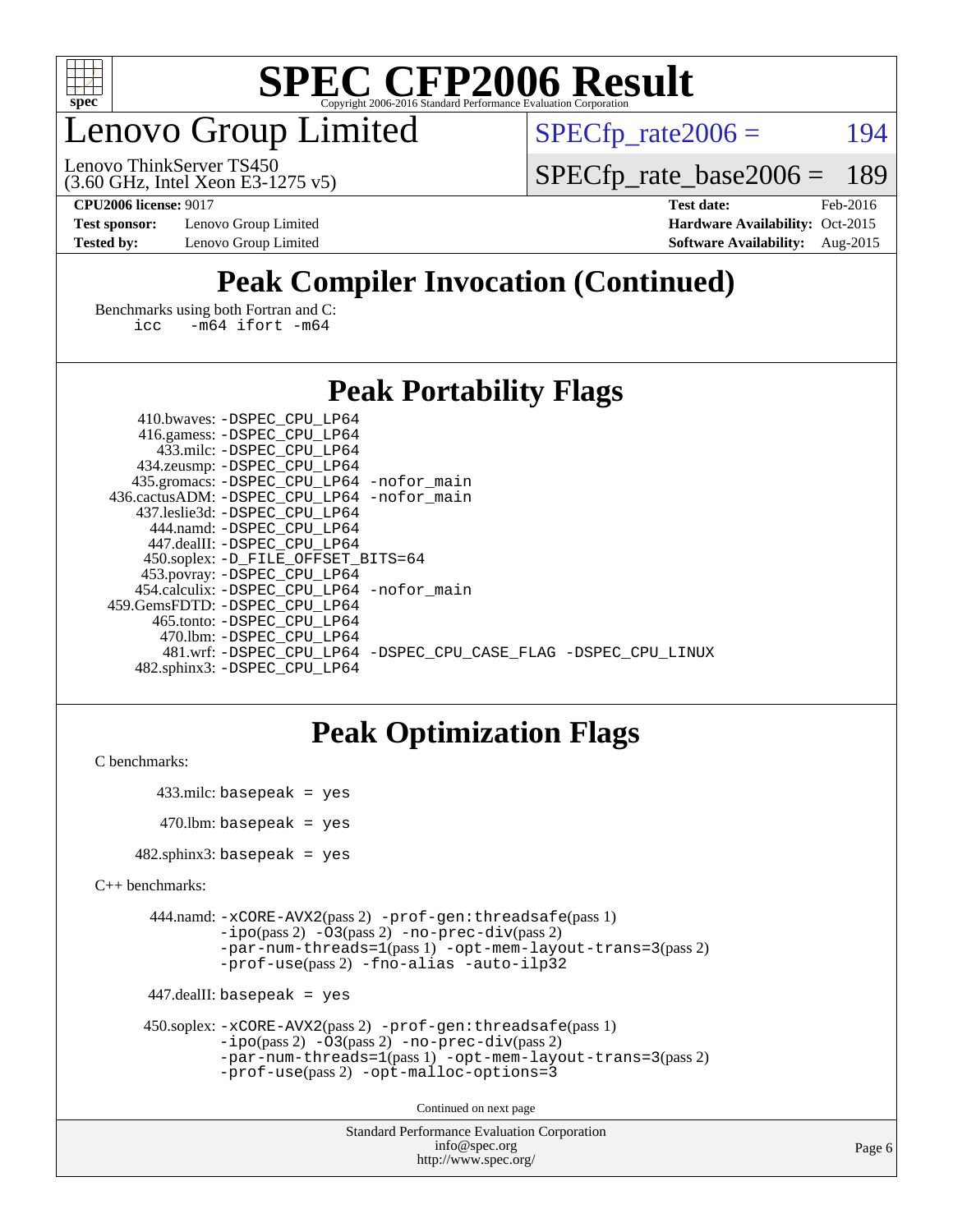# Lenovo Group Limited

Lenovo ThinkServer TS450
(3.60 GHz, Intel Xeon E3-1275 v5)

SPECfp_rate2006 = 194
SPECfp_rate_base2006 = 189

**CPU2006 license:** 9017
**Test sponsor:** Lenovo Group Limited
**Tested by:** Lenovo Group Limited

**Test date:** Feb-2016
**Hardware Availability:** Oct-2015
**Software Availability:** Aug-2015

## Peak Compiler Invocation (Continued)

Benchmarks using both Fortran and C:
```
icc   -m64 ifort -m64
```

## Peak Portability Flags

```
    410.bwaves: -DSPEC_CPU_LP64
    416.gamess: -DSPEC_CPU_LP64
     433.milc: -DSPEC_CPU_LP64
   434.zeusmp: -DSPEC_CPU_LP64
  435.gromacs: -DSPEC_CPU_LP64 -nofor_main
436.cactusADM: -DSPEC_CPU_LP64 -nofor_main
  437.leslie3d: -DSPEC_CPU_LP64
    444.namd: -DSPEC_CPU_LP64
   447.dealII: -DSPEC_CPU_LP64
   450.soplex: -D_FILE_OFFSET_BITS=64
   453.povray: -DSPEC_CPU_LP64
  454.calculix: -DSPEC_CPU_LP64 -nofor_main
459.GemsFDTD: -DSPEC_CPU_LP64
    465.tonto: -DSPEC_CPU_LP64
     470.lbm: -DSPEC_CPU_LP64
     481.wrf: -DSPEC_CPU_LP64 -DSPEC_CPU_CASE_FLAG -DSPEC_CPU_LINUX
  482.sphinx3: -DSPEC_CPU_LP64
```

## Peak Optimization Flags

C benchmarks:

```
433.milc: basepeak = yes

470.lbm: basepeak = yes

482.sphinx3: basepeak = yes
```

C++ benchmarks:

```
444.namd: -xCORE-AVX2(pass 2) -prof-gen:threadsafe(pass 1)
          -ipo(pass 2) -O3(pass 2) -no-prec-div(pass 2)
          -par-num-threads=1(pass 1) -opt-mem-layout-trans=3(pass 2)
          -prof-use(pass 2) -fno-alias -auto-ilp32

447.dealII: basepeak = yes

450.soplex: -xCORE-AVX2(pass 2) -prof-gen:threadsafe(pass 1)
            -ipo(pass 2) -O3(pass 2) -no-prec-div(pass 2)
            -par-num-threads=1(pass 1) -opt-mem-layout-trans=3(pass 2)
            -prof-use(pass 2) -opt-malloc-options=3
```

Continued on next page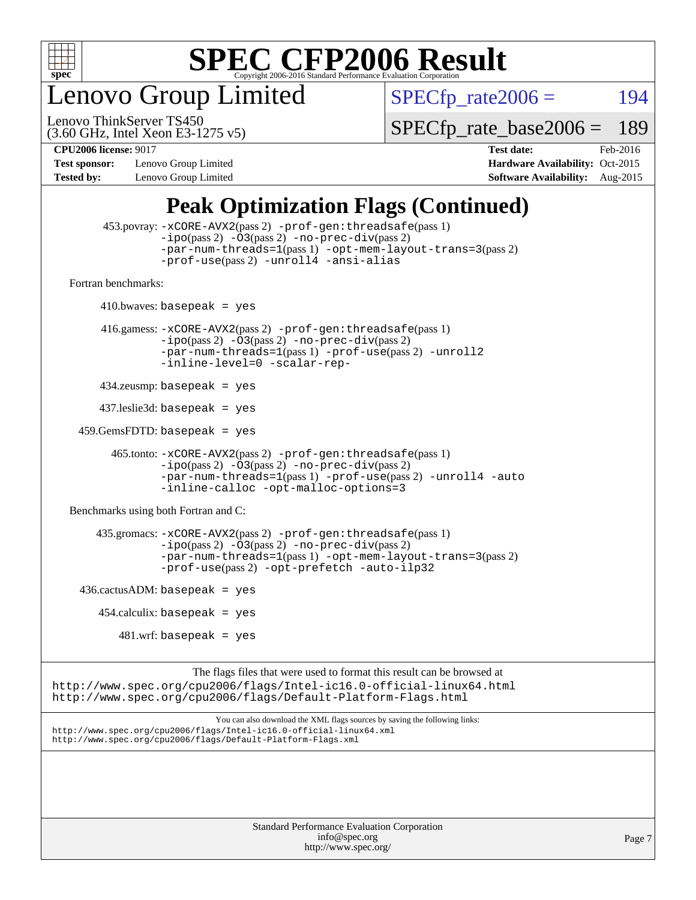# SPEC CFP2006 Result

Copyright 2006-2016 Standard Performance Evaluation Corporation

## Lenovo Group Limited

Lenovo ThinkServer TS450
(3.60 GHz, Intel Xeon E3-1275 v5)

SPECfp_rate2006 = 194

SPECfp_rate_base2006 = 189

**CPU2006 license:** 9017
**Test sponsor:** Lenovo Group Limited
**Tested by:** Lenovo Group Limited

**Test date:** Feb-2016
**Hardware Availability:** Oct-2015
**Software Availability:** Aug-2015

## Peak Optimization Flags (Continued)

453.povray: `-xCORE-AVX2`(pass 2) `-prof-gen:threadsafe`(pass 1) `-ipo`(pass 2) `-O3`(pass 2) `-no-prec-div`(pass 2) `-par-num-threads=1`(pass 1) `-opt-mem-layout-trans=3`(pass 2) `-prof-use`(pass 2) `-unroll4` `-ansi-alias`

Fortran benchmarks:

410.bwaves: `basepeak = yes`

416.gamess: `-xCORE-AVX2`(pass 2) `-prof-gen:threadsafe`(pass 1) `-ipo`(pass 2) `-O3`(pass 2) `-no-prec-div`(pass 2) `-par-num-threads=1`(pass 1) `-prof-use`(pass 2) `-unroll2` `-inline-level=0` `-scalar-rep-`

434.zeusmp: `basepeak = yes`

437.leslie3d: `basepeak = yes`

459.GemsFDTD: `basepeak = yes`

465.tonto: `-xCORE-AVX2`(pass 2) `-prof-gen:threadsafe`(pass 1) `-ipo`(pass 2) `-O3`(pass 2) `-no-prec-div`(pass 2) `-par-num-threads=1`(pass 1) `-prof-use`(pass 2) `-unroll4` `-auto` `-inline-calloc` `-opt-malloc-options=3`

Benchmarks using both Fortran and C:

435.gromacs: `-xCORE-AVX2`(pass 2) `-prof-gen:threadsafe`(pass 1) `-ipo`(pass 2) `-O3`(pass 2) `-no-prec-div`(pass 2) `-par-num-threads=1`(pass 1) `-opt-mem-layout-trans=3`(pass 2) `-prof-use`(pass 2) `-opt-prefetch` `-auto-ilp32`

436.cactusADM: `basepeak = yes`

454.calculix: `basepeak = yes`

481.wrf: `basepeak = yes`

The flags files that were used to format this result can be browsed at
http://www.spec.org/cpu2006/flags/Intel-ic16.0-official-linux64.html
http://www.spec.org/cpu2006/flags/Default-Platform-Flags.html

You can also download the XML flags sources by saving the following links:
http://www.spec.org/cpu2006/flags/Intel-ic16.0-official-linux64.xml
http://www.spec.org/cpu2006/flags/Default-Platform-Flags.xml

Standard Performance Evaluation Corporation
info@spec.org
http://www.spec.org/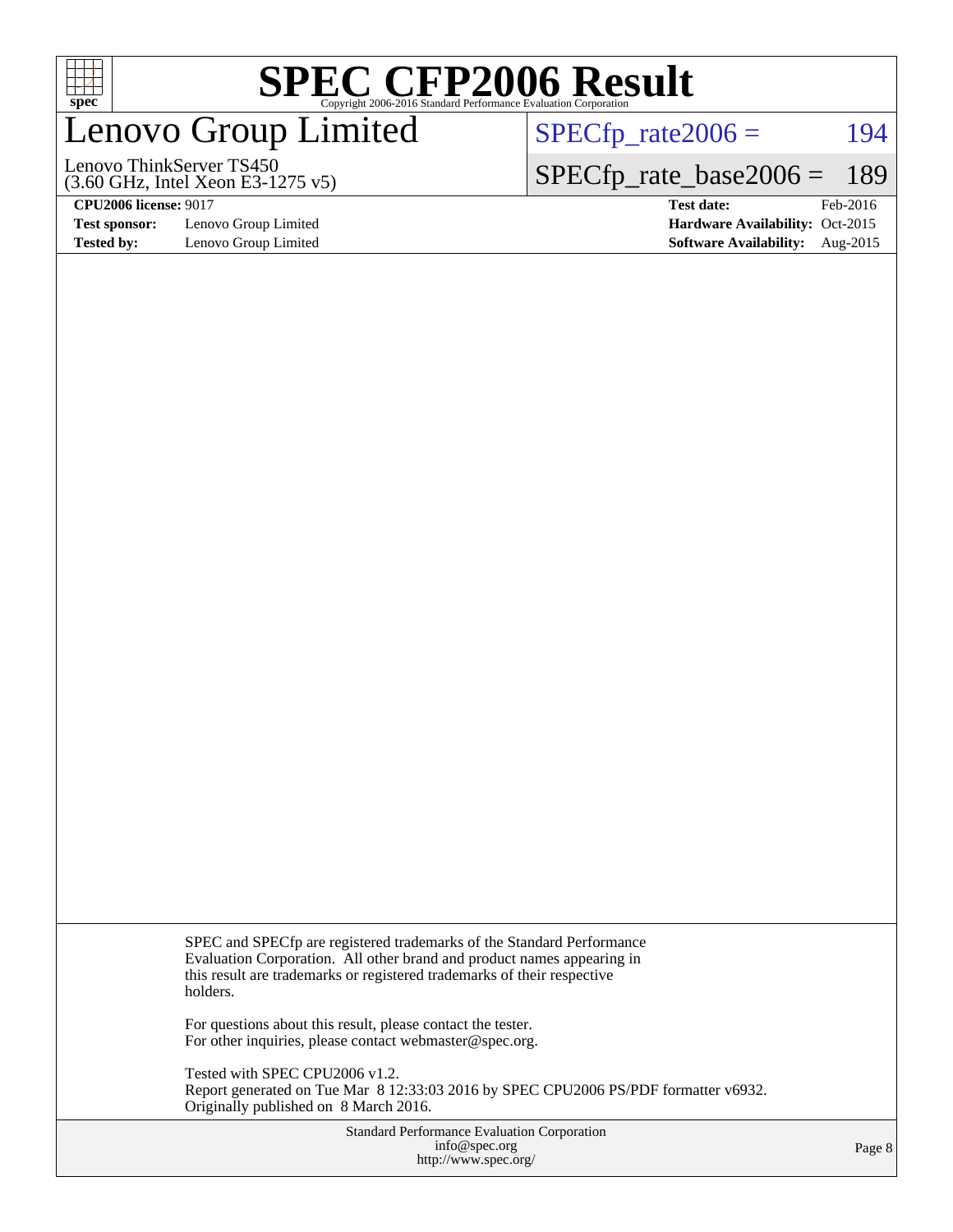SPEC and SPECfp are registered trademarks of the Standard Performance Evaluation Corporation. All other brand and product names appearing in this result are trademarks or registered trademarks of their respective holders.

For questions about this result, please contact the tester.
For other inquiries, please contact webmaster@spec.org.

Tested with SPEC CPU2006 v1.2.
Report generated on Tue Mar 8 12:33:03 2016 by SPEC CPU2006 PS/PDF formatter v6932.
Originally published on 8 March 2016.